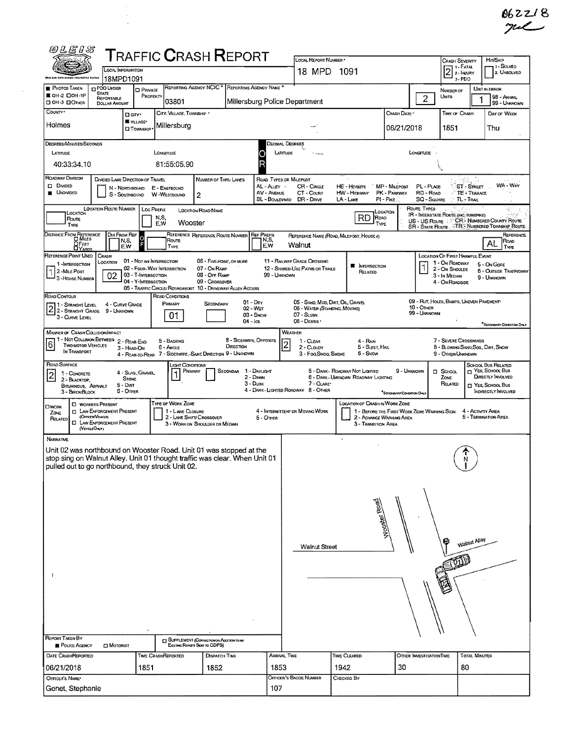062218

# TRAFFIC CRASH REPORT

OLEIS

| Field | Value |
|---|---|
| Local Information | 18MPD1091 |
| Local Report Number | 18 MPD 1091 |
| Crash Severity | 2 (1 - Fatal, 2 - Injury, 3 - PDO) |
| Hit/Skip | 1 - Solved, 2 - Unsolved |
| Photos Taken | OH-2 |
| Reporting Agency NCIC | 03801 |
| Reporting Agency Name | Millersburg Police Department |
| Number of Units | 2 |
| Unit in Error | 1 (98 - Animal, 99 - Unknown) |
| County | Holmes |
| City, Village, Township | Village - Millersburg |
| Crash Date | 06/21/2018 |
| Time of Crash | 1851 |
| Day of Week | Thu |

**Degrees/Minutes/Seconds**

Latitude: 40:33:34.10 Longitude: 81:55:05.90

**Roadway Division:** Undivided

**Number of Thru Lanes:** 2

**Location Road Name:** Wooster — Road Type: RD

**Reference Name (Road, Milepost, House #):** Walnut — Reference Road Type: AL

**Reference Point Used:** 1 - Intersection

**Crash Location:** 02 - Four-Way Intersection

**Intersection Related:** Yes

**Location of First Harmful Event:** 1 - On Roadway

**Road Contour:** 2 - Straight Grade

**Road Conditions:** Primary 01 - Dry

**Manner of Crash Collision/Impact:** 6 - Angle

**Weather:** 2 - Cloudy

**Road Surface:** 2 - Blacktop, Bituminous, Asphalt

**Light Conditions:** Primary 1 - Daylight

## Narrative

Unit 02 was northbound on Wooster Road. Unit 01 was stopped at the stop sing on Walnut Alley. Unit 01 thought traffic was clear. When Unit 01 pulled out to go northbound, they struck Unit 02.

Diagram labels: Wooster Road, Walnut Street, Walnut Alley, 01, 02, N

**Report Taken By:** Police Agency

| Date Crash Reported | Time Crash Reported | Dispatch Time | Arrival Time | Time Cleared | Other Investigation Time | Total Minutes |
|---|---|---|---|---|---|---|
| 06/21/2018 | 1851 | 1852 | 1853 | 1942 | 30 | 80 |

| Officer's Name | Officer's Badge Number | Checked By |
|---|---|---|
| Genet, Stephanie | 107 | |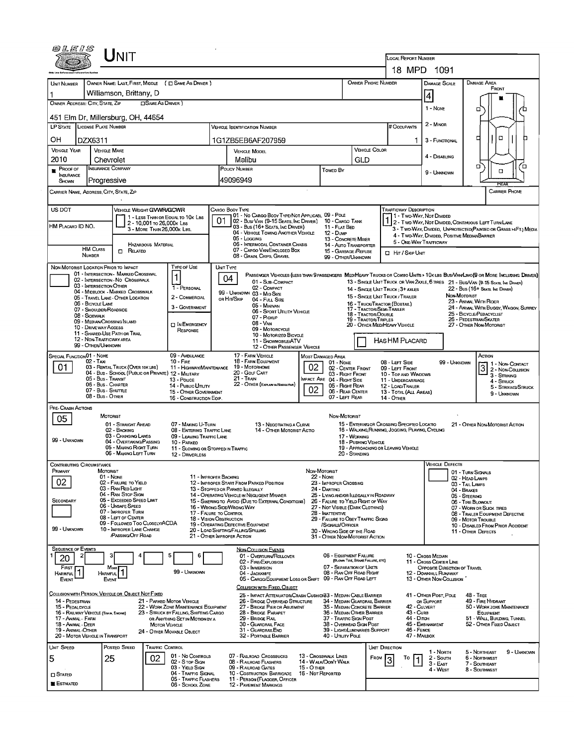# UNIT

**LOCAL REPORT NUMBER:** 18 MPD 1091

| Field | Value |
|---|---|
| UNIT NUMBER | 1 |
| OWNER NAME: LAST, FIRST, MIDDLE (☐ SAME AS DRIVER) | Williamson, Brittany, D |
| OWNER PHONE NUMBER | |
| OWNER ADDRESS: CITY, STATE, ZIP (☐ SAME AS DRIVER) | 451 Elm Dr, Millersburg, OH, 44654 |
| LP STATE | OH |
| LICENSE PLATE NUMBER | DZX6311 |
| VEHICLE IDENTIFICATION NUMBER | 1G1ZB5EB6AF207959 |
| # OCCUPANTS | 1 |
| VEHICLE YEAR | 2010 |
| VEHICLE MAKE | Chevrolet |
| VEHICLE MODEL | Malibu |
| VEHICLE COLOR | GLD |
| PROOF OF INSURANCE SHOWN | ■ |
| INSURANCE COMPANY | Progressive |
| POLICY NUMBER | 49096949 |
| TOWED BY | |
| CARRIER NAME, ADDRESS, CITY, STATE, ZIP | |
| CARRIER PHONE | |

**DAMAGE SCALE:** 4

1 - NONE
2 - MINOR
3 - FUNCTIONAL
4 - DISABLING
9 - UNKNOWN

**DAMAGE AREA:** FRONT / REAR

| Field | Value |
|---|---|
| US DOT | |
| VEHICLE WEIGHT GVWR/GCWR | 1 - LESS THAN OR EQUAL TO 10K LBS; 2 - 10,001 TO 26,000K LBS; 3 - MORE THAN 26,000K LBS. |
| HM PLACARD ID NO. | |
| HM CLASS NUMBER | |
| HAZARDOUS MATERIAL ☐ RELATED | |
| CARGO BODY TYPE | 01 |
| TRAFFICWAY DESCRIPTION | 1 |

**CARGO BODY TYPE:** 01 - NO CARGO BODY TYPE/NOT APPLICABL; 02 - BUS/VAN (9-15 SEATS, INC DRIVER); 03 - BUS (16+ SEATS, INC DRIVER); 04 - VEHICLE TOWING ANOTHER VEHICLE; 05 - LOGGING; 06 - INTERMODAL CONTAINER CHASIS; 07 - CARGO VAN/ENCLOSED BOX; 08 - GRAIN, CHIPS, GRAVEL; 09 - POLE; 10 - CARGO TANK; 11 - FLAT BED; 12 - DUMP; 13 - CONCRETE MIXER; 14 - AUTO TRANSPORTER; 15 - GARBAGE /REFUSE; 99 - OTHER/UNKNOWN

**TRAFFICWAY DESCRIPTION:** 1 - TWO-WAY, NOT DIVIDED; 2 - TWO-WAY, NOT DIVIDED, CONTINUOUS LEFT TURN LANE; 3 - TWO-WAY, DIVIDED, UNPROTECTED (PAINTED OR GRASS >4FT.) MEDIA; 4 - TWO-WAY, DIVIDED, POSITIVE MEDIAN BARRIER; 5 - ONE-WAY TRAFFICWAY; ☐ HIT / SKIP UNIT

**NON-MOTORIST LOCATION PRIOR TO IMPACT:** 01 - INTERSECTION - MARKED CROSSWAL; 02 - INTERSECTION - NO CROSSWALK; 03 - INTERSECTION OTHER; 04 - MIDBLOCK - MARKED CROSSWALK; 05 - TRAVEL LANE - OTHER LOCATION; 06 - BICYCLE LANE; 07 - SHOULDER/ROADSIDE; 08 - SIDEWALK; 09 - MEDIAN/CROSSING ISLAND; 10 - DRIVE WAY ACCESS; 11 - SHARED-USE PATH OR TRAIL; 12 - NON-TRAFFICWAY AREA; 99 - OTHER/UNKNOWN

**TYPE OF USE:** 1 — 1 - PERSONAL; 2 - COMMERCIAL; 3 - GOVERNMENT; ☐ IN EMERGENCY RESPONSE

**UNIT TYPE:** 04

PASSENGER VEHICLES (LESS THAN 9 PASSENGERS): 01 - SUB-COMPACT; 02 - COMPACT; 99 - UNKNOWN 03 - MID SIZE OR HIT/SKIP; 04 - FULL SIZE; 05 - MINIVAN; 06 - SPORT UTILITY VEHICLE; 07 - PICKUP; 08 - VAN; 09 - MOTORCYCLE; 10 - MOTORIZED BICYCLE; 11 - SNOWMOBILE/ATV; 12 - OTHER PASSENGER VEHICLE

MED/HEAVY TRUCKS OR COMBO UNITS > 10K LBS BUS/VAN/LIMO (9 OR MORE INCLUDING DRIVER): 13 - SINGLE UNIT TRUCK OR VAN 2AXLE, 6 TIRES; 14 - SINGLE UNIT TRUCK; 3+ AXLES; 15 - SINGLE UNIT TRUCK / TRAILER; 16 - TRUCK/TRACTOR (BOBTAIL); 17 - TRACTOR/SEMI-TRAILER; 18 - TRACTOR/DOUBLE; 19 - TRACTOR/TRIPLES; 20 - OTHER MED/HEAVY VEHICLE; 21 - BUS/VAN (9-15 SEATS, INC DRIVER); 22 - BUS (16+ SEATS, INC DRIVER)

NON-MOTORIST: 23 - ANIMAL WITH RIDER; 24 - ANIMAL WITH BUGGY, WAGON, SURREY; 25 - BICYCLE/PEDACYCLIST; 26 - PEDESTRIAN/SKATER; 27 - OTHER NON-MOTORIST

☐ HAS HM PLACARD

**SPECIAL FUNCTION:** 01 — 01 - NONE; 02 - TAXI; 03 - RENTAL TRUCK (OVER 10K LBS); 04 - BUS - SCHOOL (PUBLIC OR PRIVATE); 05 - BUS - TRANSIT; 06 - BUS - CHARTER; 07 - BUS - SHUTTLE; 08 - BUS - OTHER; 09 - AMBULANCE; 10 - FIRE; 11 - HIGHWAY/MAINTENANCE; 12 - MILITARY; 13 - POLICE; 14 - PUBLIC UTILITY; 15 - OTHER GOVERNMENT; 16 - CONSTRUCTION EQIP.; 17 - FARM VEHICLE; 18 - FARM EQUIPMENT; 19 - MOTORHOME; 20 - GOLF CART; 21 - TRAIN; 22 - OTHER (EXPLAIN IN NARRATIVE)

**MOST DAMAGED AREA:** 02 — **IMPACT ARE:** 02

01 - NONE; 02 - CENTER FRONT; 03 - RIGHT FRONT; 04 - RIGHT SIDE; 05 - RIGHT REAR; 06 - REAR CENTER; 07 - LEFT REAR; 08 - LEFT SIDE; 09 - LEFT FRONT; 10 - TOP AND WINDOWS; 11 - UNDERCARRIAGE; 12 - LOAD/TRAILER; 13 - TOTAL (ALL AREAS); 14 - OTHER; 99 - UNKNOWN

**ACTION:** 3 — 1 - NON-CONTACT; 2 - NON-COLLISION; 3 - STRIKING; 4 - STRUCK; 5 - STRIKING/STRUCK; 9 - UNKNOWN

**PRE-CRASH ACTIONS:** 05

MOTORIST: 01 - STRAIGHT AHEAD; 02 - BACKING; 03 - CHANGING LANES; 04 - OVERTAKING/PASSING; 05 - MAKING RIGHT TURN; 06 - MAKING LEFT TURN; 07 - MAKING U-TURN; 08 - ENTERING TRAFFIC LANE; 09 - LEAVING TRAFFIC LANE; 10 - PARKED; 11 - SLOWING OR STOPPED IN TRAFFIC; 12 - DRIVERLESS; 13 - NEGOTIATING A CURVE; 14 - OTHER MOTORIST ACTIO; 99 - UNKNOWN

NON-MOTORIST: 15 - ENTERING OR CROSSING SPECIFIED LOCATIO; 16 - WALKING, RUNNING, JOGGING, PLAYING, CYCLING; 17 - WORKING; 18 - PUSHING VEHICLE; 19 - APPROACHING OR LEAVING VEHICLE; 20 - STANDING; 21 - OTHER NON-MOTORIST ACTION

**CONTRIBUTING CIRCUMSTANCE:** PRIMARY 02; SECONDARY (blank)

MOTORIST: 01 - NONE; 02 - FAILURE TO YIELD; 03 - RAN RED LIGHT; 04 - RAN STOP SIGN; 05 - EXCEEDED SPEED LIMIT; 06 - UNSAFE SPEED; 07 - IMPROPER TURN; 08 - LEFT OF CENTER; 09 - FOLLOWED TOO CLOSELY/ACDA; 10 - IMPROPER LANE CHANGE /PASSING/OFF ROAD; 11 - IMPROPER BACKING; 12 - IMPROPER START FROM PARKED POSITION; 13 - STOPPED OR PARKED ILLEGALLY; 14 - OPERATING VEHICLE IN NEGLIGENT MANNER; 15 - SWERING TO AVOID (DUE TO EXTERNAL CONDITIONS); 16 - WRONG SIDE/WRONG WAY; 17 - FAILURE TO CONTROL; 18 - VISION OBSTRUCTION; 19 - OPERATING DEFECTIVE EQUIPMENT; 20 - LOAD SHIFTING/FALLING/SPILLING; 21 - OTHER IMPROPER ACTION; 99 - UNKNOWN

NON-MOTORIST: 22 - NONE; 23 - IMPROPER CROSSING; 24 - DARTING; 25 - LYING AND/OR ILLEGALLY IN ROADWAY; 26 - FAILURE TO YIELD RIGHT OF WAY; 27 - NOT VISIBLE (DARK CLOTHING); 28 - INATTENTIVE; 29 - FAILURE TO OBEY TRAFFIC SIGNS /SIGNALS/OFFICER; 30 - WRONG SIDE OF THE ROAD; 31 - OTHER NON-MOTORIST ACTION

**VEHICLE DEFECTS:** 01 - TURN SIGNALS; 02 - HEAD LAMPS; 03 - TAIL LAMPS; 04 - BRAKES; 05 - STEERING; 06 - TIRE BLOWOUT; 07 - WORN OR SLICK TIRES; 08 - TRAILER EQUIPMENT DEFECTIVE; 09 - MOTOR TROUBLE; 10 - DISABLED FROM PRIOR ACCIDENT; 11 - OTHER DEFECTS

**SEQUENCE OF EVENTS:** 1: 20; 2–6: (blank)

FIRST HARMFUL EVENT: 1; MOST HARMFUL EVENT: 1; 99 - UNKNOWN

NON-COLLISION EVENTS: 01 - OVERTURN/ROLLOVER; 02 - FIRE/EXPLOSION; 03 - IMMERSION; 04 - JACKKNIFE; 05 - CARGO/EQUIPMENT LOSS OR SHIFT; 06 - EQUIPMENT FAILURE (BLOWN TIRE, BRAKE FAILURE, ETC); 07 - SEPARATION OF UNITS; 08 - RAN OFF ROAD RIGHT; 09 - RAN OFF ROAD LEFT; 10 - CROSS MEDIAN; 11 - CROSS CENTER LINE OPPOSITE DIRECTION OF TRAVEL; 12 - DOWNHILL RUNAWAY; 13 - OTHER NON-COLLISION

COLLISION WITH PERSON, VEHICLE OR OBJECT NOT FIXED: 14 - PEDESTRIAN; 15 - PEDALCYCLE; 16 - RAILWAY VEHICLE (TRAIN, ENGINE); 17 - ANIMAL - FARM; 18 - ANIMAL - DEER; 19 - ANIMAL - OTHER; 20 - MOTOR VEHICLE IN TRANSPORT; 21 - PARKED MOTOR VEHICLE; 22 - WORK ZONE MAINTENANCE EQUIPMENT; 23 - STRUCK BY FALLING, SHIFTING CARGO OR ANYTHING SET IN MOTION BY A MOTOR VEHICLE; 24 - OTHER MOVABLE OBJECT

COLLISION WITH FIXED, OBJECT: 25 - IMPACT ATTENUATOR/CRASH CUSHION; 26 - BRIDGE OVERHEAD STRUCTURE; 27 - BRIDGE PIER OR ABUTMENT; 28 - BRIDGE PARAPET; 29 - BRIDGE RAIL; 30 - GUARDRAIL FACE; 31 - GUARDRAIL END; 32 - PORTABLE BARRIER; 33 - MEDIAN CABLE BARRIER; 34 - MEDIAN GUARDRAIL BARRIER; 35 - MEDIAN CONCRETE BARRIER; 36 - MEDIAN OTHER BARRIER; 37 - TRAFFIC SIGN POST; 38 - OVERHEAD SIGN POST; 39 - LIGHT/LUMINARIES SUPPORT; 40 - UTILITY POLE; 41 - OTHER POST, POLE OR SUPPORT; 42 - CULVERT; 43 - CURB; 44 - DITCH; 45 - EMBANKMENT; 46 - FENCE; 47 - MAILBOX; 48 - TREE; 49 - FIRE HYDRANT; 50 - WORK ZONE MAINTENANCE EQUIPMENT; 51 - WALL, BUILDING, TUNNEL; 52 - OTHER FIXED OBJECT

| UNIT SPEED | POSTED SPEED | TRAFFIC CONTROL | UNIT DIRECTION FROM | TO |
|---|---|---|---|---|
| 5 | 25 | 02 | 3 | 1 |

☐ STATED ■ ESTIMATED

TRAFFIC CONTROL: 01 - NO CONTROLS; 02 - STOP SIGN; 03 - YIELD SIGN; 04 - TRAFFIC SIGNAL; 05 - TRAFFIC FLASHERS; 06 - SCHOOL ZONE; 07 - RAILROAD CROSSBUCKS; 08 - RAILROAD FLASHERS; 09 - RAILROAD GATES; 10 - COSTRUCTION BARRICADE; 11 - PERSON (FLAGGER, OFFICER); 12 - PAVEMENT MARKINGS; 13 - CROSSWALK LINES; 14 - WALK/DON'T WALK; 15 - OTHER; 16 - NOT REPORTED

UNIT DIRECTION: 1 - NORTH; 2 - SOUTH; 3 - EAST; 4 - WEST; 5 - NORTHEAST; 6 - NORTHWEST; 7 - SOUTHEAST; 8 - SOUTHWEST; 9 - UNKNOWN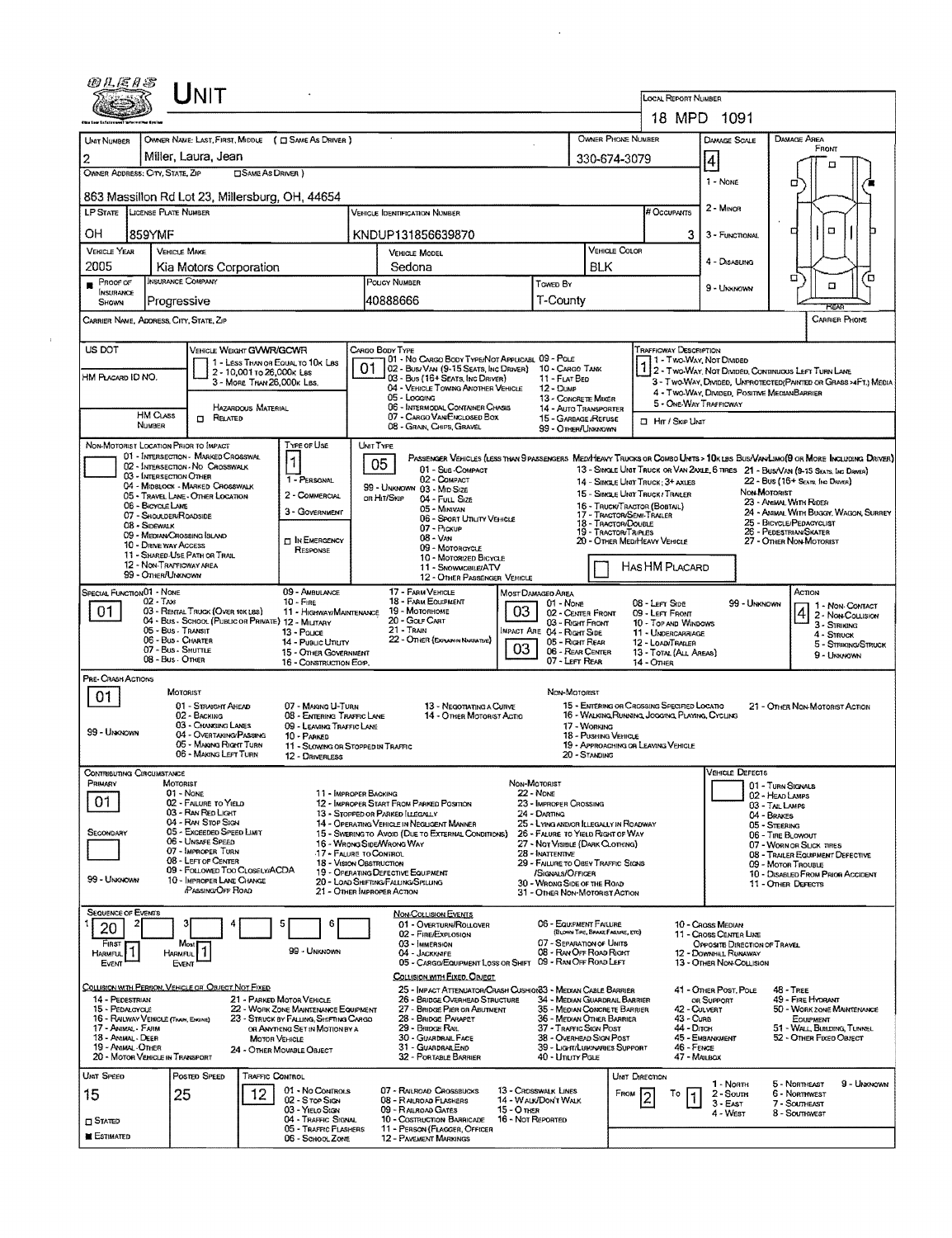# UNIT

**LOCAL REPORT NUMBER:** 18 MPD 1091

| UNIT NUMBER | OWNER NAME: LAST, FIRST, MIDDLE ( ☐ SAME AS DRIVER ) | OWNER PHONE NUMBER | DAMAGE SCALE | DAMAGE AREA |
|---|---|---|---|---|
| 2 | Miller, Laura, Jean | 330-674-3079 | 4 | FRONT |

**OWNER ADDRESS: CITY, STATE, ZIP** ☐ SAME AS DRIVER )

863 Massillon Rd Lot 23, Millersburg, OH, 44654

**DAMAGE SCALE:** 1 - NONE, 2 - MINOR, 3 - FUNCTIONAL, 4 - DISABLING, 9 - UNKNOWN

| LP STATE | LICENSE PLATE NUMBER | VEHICLE IDENTIFICATION NUMBER | # OCCUPANTS |
|---|---|---|---|
| OH | 859YMF | KNDUP131856639870 | 3 |

| VEHICLE YEAR | VEHICLE MAKE | VEHICLE MODEL | VEHICLE COLOR |
|---|---|---|---|
| 2005 | Kia Motors Corporation | Sedona | BLK |

| PROOF OF INSURANCE SHOWN | INSURANCE COMPANY | POLICY NUMBER | TOWED BY |
|---|---|---|---|
| ■ | Progressive | 40888666 | T-County |

**CARRIER NAME, ADDRESS, CITY, STATE, ZIP** — **CARRIER PHONE**

**US DOT** — **HM PLACARD ID NO.** — **HM CLASS NUMBER** — ☐ RELATED HAZARDOUS MATERIAL

**VEHICLE WEIGHT GVWR/GCWR:** 1 - LESS THAN OR EQUAL TO 10K LBS; 2 - 10,001 TO 26,000K LBS; 3 - MORE THAN 26,000K LBS.

**CARGO BODY TYPE:** 01
01 - NO CARGO BODY TYPE/NOT APPLICABLE; 02 - BUS/VAN (9-15 SEATS, INC DRIVER); 03 - BUS (16+ SEATS, INC DRIVER); 04 - VEHICLE TOWING ANOTHER VEHICLE; 05 - LOGGING; 06 - INTERMODAL CONTAINER CHASIS; 07 - CARGO VAN/ENCLOSED BOX; 08 - GRAIN, CHIPS, GRAVEL; 09 - POLE; 10 - CARGO TANK; 11 - FLAT BED; 12 - DUMP; 13 - CONCRETE MIXER; 14 - AUTO TRANSPORTER; 15 - GARBAGE/REFUSE; 99 - OTHER/UNKNOWN

**TRAFFICWAY DESCRIPTION:** 1
1 - TWO-WAY, NOT DIVIDED; 2 - TWO-WAY, NOT DIVIDED, CONTINUOUS LEFT TURN LANE; 3 - TWO-WAY, DIVIDED, UNPROTECTED(PAINTED OR GRASS >4FT.) MEDIA; 4 - TWO-WAY, DIVIDED, POSITIVE MEDIAN BARRIER; 5 - ONE-WAY TRAFFICWAY
☐ HIT / SKIP UNIT

**NON-MOTORIST LOCATION PRIOR TO IMPACT:** 01 - INTERSECTION - MARKED CROSSWAL; 02 - INTERSECTION - NO CROSSWALK; 03 - INTERSECTION OTHER; 04 - MIDBLOCK - MARKED CROSSWALK; 05 - TRAVEL LANE - OTHER LOCATION; 06 - BICYCLE LANE; 07 - SHOULDER/ROADSIDE; 08 - SIDEWALK; 09 - MEDIAN/CROSSING ISLAND; 10 - DRIVE WAY ACCESS; 11 - SHARED-USE PATH OR TRAIL; 12 - NON-TRAFFICWAY AREA; 99 - OTHER/UNKNOWN

**TYPE OF USE:** 1
1 - PERSONAL; 2 - COMMERCIAL; 3 - GOVERNMENT; ☐ IN EMERGENCY RESPONSE

**UNIT TYPE:** 05
PASSENGER VEHICLES (LESS THAN 9 PASSENGERS MED/HEAVY TRUCKS OR COMBO UNITS > 10K LBS BUS/VAN/LIMO(9 OR MORE INCLUDING DRIVER)
01 - SUB-COMPACT; 02 - COMPACT; 99 - UNKNOWN 03 - MID SIZE; OR HIT/SKIP 04 - FULL SIZE; 05 - MINIVAN; 06 - SPORT UTILITY VEHICLE; 07 - PICKUP; 08 - VAN; 09 - MOTORCYCLE; 10 - MOTORIZED BICYCLE; 11 - SNOWMOBILE/ATV; 12 - OTHER PASSENGER VEHICLE
13 - SINGLE UNIT TRUCK OR VAN 2AXLE, 6 TIRES; 14 - SINGLE UNIT TRUCK; 3+ AXLES; 15 - SINGLE UNIT TRUCK / TRAILER; 16 - TRUCK/TRACTOR (BOBTAIL); 17 - TRACTOR/SEMI-TRAILER; 18 - TRACTOR/DOUBLE; 19 - TRACTOR/TRIPLES; 20 - OTHER MED/HEAVY VEHICLE
21 - BUS/VAN (9-15 SEATS, INC DRIVER); 22 - BUS (16+ SEATS, INC DRIVER)
NON-MOTORIST: 23 - ANIMAL WITH RIDER; 24 - ANIMAL WITH BUGGY, WAGON, SURREY; 25 - BICYCLE/PEDACYCLIST; 26 - PEDESTRIAN/SKATER; 27 - OTHER NON-MOTORIST
☐ HAS HM PLACARD

**SPECIAL FUNCTION:** 01
01 - NONE; 02 - TAXI; 03 - RENTAL TRUCK (OVER 10K LBS); 04 - BUS - SCHOOL (PUBLIC OR PRIVATE); 05 - BUS - TRANSIT; 06 - BUS - CHARTER; 07 - BUS - SHUTTLE; 08 - BUS - OTHER; 09 - AMBULANCE; 10 - FIRE; 11 - HIGHWAY/MAINTENANCE; 12 - MILITARY; 13 - POLICE; 14 - PUBLIC UTILITY; 15 - OTHER GOVERNMENT; 16 - CONSTRUCTION EQIP.; 17 - FARM VEHICLE; 18 - FARM EQUIPMENT; 19 - MOTORHOME; 20 - GOLF CART; 21 - TRAIN; 22 - OTHER (EXPLAIN IN NARRATIVE)

**MOST DAMAGED AREA:** 03
**IMPACT AREA:** 03
01 - NONE; 02 - CENTER FRONT; 03 - RIGHT FRONT; 04 - RIGHT SIDE; 05 - RIGHT REAR; 06 - REAR CENTER; 07 - LEFT REAR; 08 - LEFT SIDE; 09 - LEFT FRONT; 10 - TOP AND WINDOWS; 11 - UNDERCARRIAGE; 12 - LOAD/TRAILER; 13 - TOTAL (ALL AREAS); 14 - OTHER; 99 - UNKNOWN

**ACTION:** 4
1 - NON-CONTACT; 2 - NON-COLLISION; 3 - STRIKING; 4 - STRUCK; 5 - STRIKING/STRUCK; 9 - UNKNOWN

**PRE-CRASH ACTIONS:** 01
MOTORIST: 01 - STRAIGHT AHEAD; 02 - BACKING; 03 - CHANGING LANES; 04 - OVERTAKING/PASSING; 05 - MAKING RIGHT TURN; 06 - MAKING LEFT TURN; 07 - MAKING U-TURN; 08 - ENTERING TRAFFIC LANE; 09 - LEAVING TRAFFIC LANE; 10 - PARKED; 11 - SLOWING OR STOPPED IN TRAFFIC; 12 - DRIVERLESS; 13 - NEGOTIATING A CURVE; 14 - OTHER MOTORIST ACTIO
NON-MOTORIST: 15 - ENTERING OR CROSSING SPECIFIED LOCATIO; 16 - WALKING, RUNNING, JOGGING, PLAYING, CYCLING; 17 - WORKING; 18 - PUSHING VEHICLE; 19 - APPROACHING OR LEAVING VEHICLE; 20 - STANDING; 21 - OTHER NON-MOTORIST ACTION
99 - UNKNOWN

**CONTRIBUTING CIRCUMSTANCE**
PRIMARY: 01
SECONDARY:
MOTORIST: 01 - NONE; 02 - FAILURE TO YIELD; 03 - RAN RED LIGHT; 04 - RAN STOP SIGN; 05 - EXCEEDED SPEED LIMIT; 06 - UNSAFE SPEED; 07 - IMPROPER TURN; 08 - LEFT OF CENTER; 09 - FOLLOWED TOO CLOSELY/ACDA; 10 - IMPROPER LANE CHANGE /PASSING/OFF ROAD; 11 - IMPROPER BACKING; 12 - IMPROPER START FROM PARKED POSITION; 13 - STOPPED OR PARKED ILLEGALLY; 14 - OPERATING VEHICLE IN NEGLIGENT MANNER; 15 - SWERING TO AVOID (DUE TO EXTERNAL CONDITIONS); 16 - WRONG SIDE/WRONG WAY; 17 - FAILURE TO CONTROL; 18 - VISION OBSTRUCTION; 19 - OPERATING DEFECTIVE EQUIPMENT; 20 - LOAD SHIFTING/FALLING/SPILLING; 21 - OTHER IMPROPER ACTION
NON-MOTORIST: 22 - NONE; 23 - IMPROPER CROSSING; 24 - DARTING; 25 - LYING AND/OR ILLEGALLY IN ROADWAY; 26 - FAILURE TO YIELD RIGHT OF WAY; 27 - NOT VISIBLE (DARK CLOTHING); 28 - INATTENTIVE; 29 - FAILURE TO OBEY TRAFFIC SIGNS /SIGNALS/OFFICER; 30 - WRONG SIDE OF THE ROAD; 31 - OTHER NON-MOTORIST ACTION
99 - UNKNOWN

**VEHICLE DEFECTS:** 01 - TURN SIGNALS; 02 - HEAD LAMPS; 03 - TAIL LAMPS; 04 - BRAKES; 05 - STEERING; 06 - TIRE BLOWOUT; 07 - WORN OR SLICK TIRES; 08 - TRAILER EQUIPMENT DEFECTIVE; 09 - MOTOR TROUBLE; 10 - DISABLED FROM PRIOR ACCIDENT; 11 - OTHER DEFECTS

**SEQUENCE OF EVENTS:** 1: 20; 2: ; 3: ; 4: ; 5: ; 6:
FIRST HARMFUL EVENT: 1 — MOST HARMFUL EVENT: 1
99 - UNKNOWN

NON-COLLISION EVENTS: 01 - OVERTURN/ROLLOVER; 02 - FIRE/EXPLOSION; 03 - IMMERSION; 04 - JACKKNIFE; 05 - CARGO/EQUIPMENT LOSS OR SHIFT; 06 - EQUIPMENT FAILURE (BLOWN TIRE, BRAKE FAILURE, ETC); 07 - SEPARATION OF UNITS; 08 - RAN OFF ROAD RIGHT; 09 - RAN OFF ROAD LEFT; 10 - CROSS MEDIAN; 11 - CROSS CENTER LINE OPPOSITE DIRECTION OF TRAVEL; 12 - DOWNHILL RUNAWAY; 13 - OTHER NON-COLLISION

COLLISION WITH PERSON, VEHICLE OR OBJECT NOT FIXED: 14 - PEDESTRIAN; 15 - PEDALCYCLE; 16 - RAILWAY VEHICLE (TRAIN, ENGINE); 17 - ANIMAL - FARM; 18 - ANIMAL - DEER; 19 - ANIMAL - OTHER; 20 - MOTOR VEHICLE IN TRANSPORT; 21 - PARKED MOTOR VEHICLE; 22 - WORK ZONE MAINTENANCE EQUIPMENT; 23 - STRUCK BY FALLING, SHIFTING CARGO OR ANYTHING SET IN MOTION BY A MOTOR VEHICLE; 24 - OTHER MOVABLE OBJECT

COLLISION WITH FIXED, OBJECT: 25 - IMPACT ATTENUATOR/CRASH CUSHION; 26 - BRIDGE OVERHEAD STRUCTURE; 27 - BRIDGE PIER OR ABUTMENT; 28 - BRIDGE PARAPET; 29 - BRIDGE RAIL; 30 - GUARDRAIL FACE; 31 - GUARDRAIL END; 32 - PORTABLE BARRIER; 33 - MEDIAN CABLE BARRIER; 34 - MEDIAN GUARDRAIL BARRIER; 35 - MEDIAN CONCRETE BARRIER; 36 - MEDIAN OTHER BARRIER; 37 - TRAFFIC SIGN POST; 38 - OVERHEAD SIGN POST; 39 - LIGHT/LUMINARIES SUPPORT; 40 - UTILITY POLE; 41 - OTHER POST, POLE OR SUPPORT; 42 - CULVERT; 43 - CURB; 44 - DITCH; 45 - EMBANKMENT; 46 - FENCE; 47 - MAILBOX; 48 - TREE; 49 - FIRE HYDRANT; 50 - WORK ZONE MAINTENANCE EQUIPMENT; 51 - WALL, BUILDING, TUNNEL; 52 - OTHER FIXED OBJECT

| UNIT SPEED | POSTED SPEED | TRAFFIC CONTROL | UNIT DIRECTION FROM | TO |
|---|---|---|---|---|
| 15 | 25 | 12 | 2 | 1 |

☐ STATED ■ ESTIMATED

TRAFFIC CONTROL: 01 - NO CONTROLS; 02 - STOP SIGN; 03 - YIELD SIGN; 04 - TRAFFIC SIGNAL; 05 - TRAFFIC FLASHERS; 06 - SCHOOL ZONE; 07 - RAILROAD CROSSBUCKS; 08 - RAILROAD FLASHERS; 09 - RAILROAD GATES; 10 - CONSTRUCTION BARRICADE; 11 - PERSON (FLAGGER, OFFICER; 12 - PAVEMENT MARKINGS; 13 - CROSSWALK LINES; 14 - WALK/DON'T WALK; 15 - OTHER; 16 - NOT REPORTED

UNIT DIRECTION: 1 - NORTH; 2 - SOUTH; 3 - EAST; 4 - WEST; 5 - NORTHEAST; 6 - NORTHWEST; 7 - SOUTHEAST; 8 - SOUTHWEST; 9 - UNKNOWN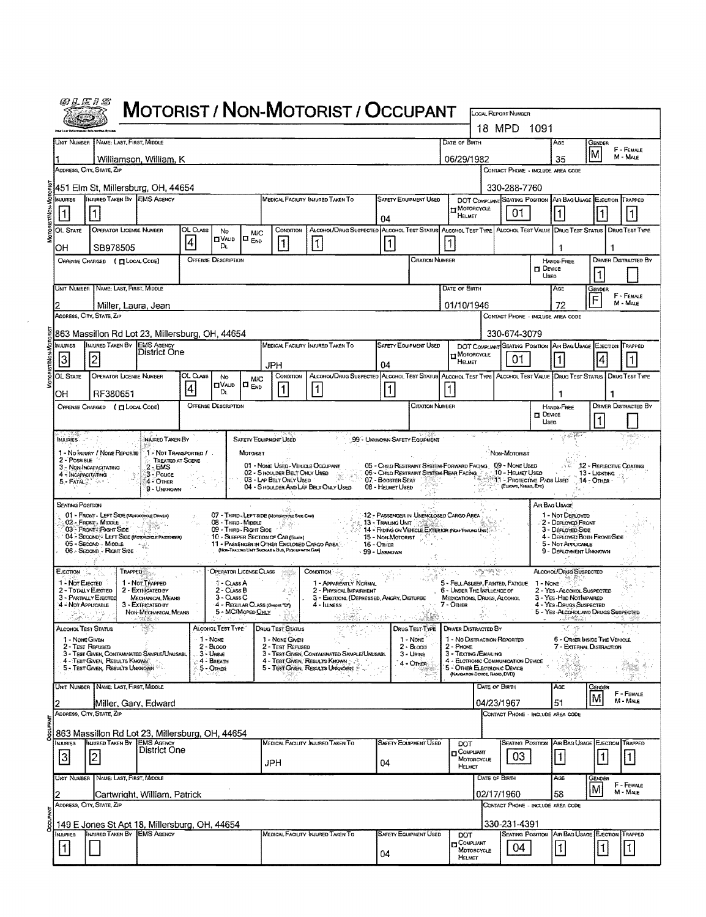# MOTORIST / NON-MOTORIST / OCCUPANT

OLEIS

LOCAL REPORT NUMBER: 18 MPD 1091

## Motorist/Non-Motorist

| Unit Number | Name: Last, First, Middle | Date of Birth | Age | Gender |
|---|---|---|---|---|
| 1 | Williamson, William, K | 06/29/1982 | 35 | M |

Address, City, State, Zip: 451 Elm St, Millersburg, OH, 44654

Contact Phone - Include Area Code: 330-288-7760

| Injuries | Injured Taken By | EMS Agency | Medical Facility Injured Taken To | Safety Equipment Used | DOT Compliant Motorcycle Helmet | Seating Position | Air Bag Usage | Ejection | Trapped |
|---|---|---|---|---|---|---|---|---|---|
| 1 | 1 | | | 04 | | 01 | 1 | 1 | 1 |

| OL State | Operator License Number | OL Class | No Valid DL | M/C End | Condition | Alcohol/Drug Suspected | Alcohol Test Status | Alcohol Test Type | Alcohol Test Value | Drug Test Status | Drug Test Type |
|---|---|---|---|---|---|---|---|---|---|---|---|
| OH | SB978505 | 4 | | | 1 | 1 | 1 | 1 | | 1 | 1 |

| Offense Charged (Local Code) | Offense Description | Citation Number | Hands-Free Device Used | Driver Distracted By |
|---|---|---|---|---|
| | | | | 1 |

| Unit Number | Name: Last, First, Middle | Date of Birth | Age | Gender |
|---|---|---|---|---|
| 2 | Miller, Laura, Jean | 01/10/1946 | 72 | F |

Address, City, State, Zip: 863 Massillon Rd Lot 23, Millersburg, OH, 44654

Contact Phone - Include Area Code: 330-674-3079

| Injuries | Injured Taken By | EMS Agency | Medical Facility Injured Taken To | Safety Equipment Used | DOT Compliant Motorcycle Helmet | Seating Position | Air Bag Usage | Ejection | Trapped |
|---|---|---|---|---|---|---|---|---|---|
| 3 | 2 | District One | JPH | 04 | | 01 | 1 | 4 | 1 |

| OL State | Operator License Number | OL Class | No Valid DL | M/C End | Condition | Alcohol/Drug Suspected | Alcohol Test Status | Alcohol Test Type | Alcohol Test Value | Drug Test Status | Drug Test Type |
|---|---|---|---|---|---|---|---|---|---|---|---|
| OH | RF380651 | 4 | | | 1 | 1 | 1 | 1 | | 1 | 1 |

| Offense Charged (Local Code) | Offense Description | Citation Number | Hands-Free Device Used | Driver Distracted By |
|---|---|---|---|---|
| | | | | 1 |

## Legend

**Injuries:** 1 - No Injury / None Reported; 2 - Possible; 3 - Non-Incapacitating; 4 - Incapacitating; 5 - Fatal

**Injured Taken By:** 1 - Not Transported / Treated at Scene; 2 - EMS; 3 - Police; 4 - Other; 9 - Unknown

**Safety Equipment Used:** 99 - Unknown Safety Equipment

Motorist: 01 - None Used - Vehicle Occupant; 02 - Shoulder Belt Only Used; 03 - Lap Belt Only Used; 04 - Shoulder and Lap Belt Only Used; 05 - Child Restraint System-Forward Facing; 06 - Child Restraint System-Rear Facing; 07 - Booster Seat; 08 - Helmet Used

Non-Motorist: 09 - None Used; 10 - Helmet Used; 11 - Protective Pads Used (Elbows, Knees, Etc); 12 - Reflective Coating; 13 - Lighting; 14 - Other

**Seating Position:** 01 - Front - Left Side (Motorcycle Driver); 02 - Front - Middle; 03 - Front - Right Side; 04 - Second - Left Side (Motorcycle Passenger); 05 - Second - Middle; 06 - Second - Right Side; 07 - Third - Left Side (Motorcycle Side Car); 08 - Third - Middle; 09 - Third - Right Side; 10 - Sleeper Section of Cab (Truck); 11 - Passenger in Other Enclosed Cargo Area (Non-Trailing Unit Such as a Bus, Pick-up with Cap); 12 - Passenger in Unenclosed Cargo Area; 13 - Trailing Unit; 14 - Riding on Vehicle Exterior (Non-Trailing Unit); 15 - Non-Motorist; 16 - Other; 99 - Unknown

**Air Bag Usage:** 1 - Not Deployed; 2 - Deployed Front; 3 - Deployed Side; 4 - Deployed Both Front/Side; 5 - Not Applicable; 9 - Deployment Unknown

**Ejection:** 1 - Not Ejected; 2 - Totally Ejected; 3 - Partially Ejected; 4 - Not Applicable

**Trapped:** 1 - Not Trapped; 2 - Extricated by Mechanical Means; 3 - Extricated by Non-Mechanical Means

**Operator License Class:** 1 - Class A; 2 - Class B; 3 - Class C; 4 - Regular Class (Ohio is "D"); 5 - MC/Moped Only

**Condition:** 1 - Apparently Normal; 2 - Physical Impairment; 3 - Emotional (Depressed, Angry, Disturbed); 4 - Illness; 5 - Fell Asleep, Fainted, Fatigue; 6 - Under the Influence of Medications, Drugs, Alcohol; 7 - Other

**Alcohol/Drug Suspected:** 1 - None; 2 - Yes - Alcohol Suspected; 3 - Yes - HBD Not Impaired; 4 - Yes - Drugs Suspected; 5 - Yes - Alcohol and Drugs Suspected

**Alcohol Test Status:** 1 - None Given; 2 - Test Refused; 3 - Test Given, Contaminated Sample/Unusable; 4 - Test Given, Results Known; 5 - Test Given, Results Unknown

**Alcohol Test Type:** 1 - None; 2 - Blood; 3 - Urine; 4 - Breath; 5 - Other

**Drug Test Status:** 1 - None Given; 2 - Test Refused; 3 - Test Given, Contaminated Sample/Unusable; 4 - Test Given, Results Known; 5 - Test Given, Results Unknown

**Drug Test Type:** 1 - None; 2 - Blood; 3 - Urine; 4 - Other

**Driver Distracted By:** 1 - No Distraction Reported; 2 - Phone; 3 - Texting /Emailing; 4 - Electronic Communication Device; 5 - Other Electronic Device (Navigation Device, Radio, DVD); 6 - Other Inside The Vehicle; 7 - External Distraction

## Occupant

| Unit Number | Name: Last, First, Middle | Date of Birth | Age | Gender |
|---|---|---|---|---|
| 2 | Miller, Gary, Edward | 04/23/1967 | 51 | M |

Address, City, State, Zip: 863 Massillon Rd Lot 23, Millersburg, OH, 44654

Contact Phone - Include Area Code:

| Injuries | Injured Taken By | EMS Agency | Medical Facility Injured Taken To | Safety Equipment Used | DOT Compliant Motorcycle Helmet | Seating Position | Air Bag Usage | Ejection | Trapped |
|---|---|---|---|---|---|---|---|---|---|
| 3 | 2 | District One | JPH | 04 | | 03 | 1 | 1 | 1 |

| Unit Number | Name: Last, First, Middle | Date of Birth | Age | Gender |
|---|---|---|---|---|
| 2 | Cartwright, William, Patrick | 02/17/1960 | 58 | M |

Address, City, State, Zip: 149 E Jones St Apt 18, Millersburg, OH, 44654

Contact Phone - Include Area Code: 330-231-4391

| Injuries | Injured Taken By | EMS Agency | Medical Facility Injured Taken To | Safety Equipment Used | DOT Compliant Motorcycle Helmet | Seating Position | Air Bag Usage | Ejection | Trapped |
|---|---|---|---|---|---|---|---|---|---|
| 1 | | | | 04 | | 04 | 1 | 1 | 1 |